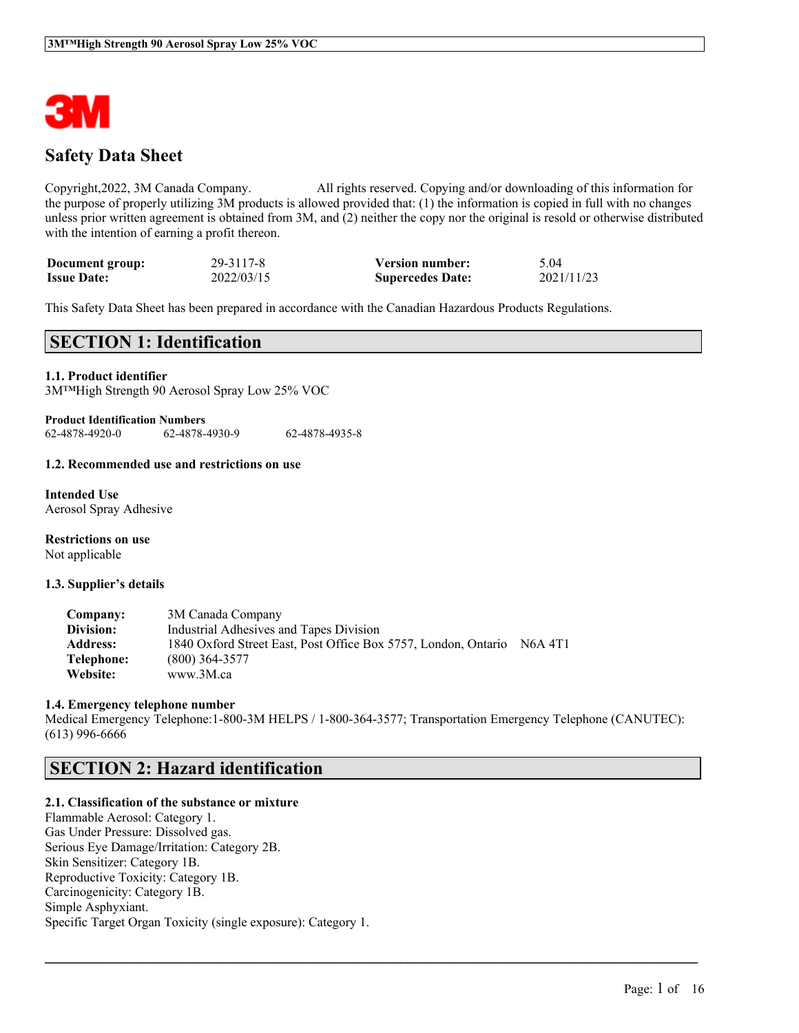# Safety Data Sheet

Copyright,2022, 3M Canada Company. All rights reserved. Copying and/or downloading of this information for the purpose of properly utilizing 3M products is allowed provided that: (1) the information is copied in full with no changes unless prior written agreement is obtained from 3M, and (2) neither the copy nor the original is resold or otherwise distributed with the intention of earning a profit thereon.

| | | | |
|---|---|---|---|
| **Document group:** | 29-3117-8 | **Version number:** | 5.04 |
| **Issue Date:** | 2022/03/15 | **Supercedes Date:** | 2021/11/23 |

This Safety Data Sheet has been prepared in accordance with the Canadian Hazardous Products Regulations.

## SECTION 1: Identification

### 1.1. Product identifier

3M™High Strength 90 Aerosol Spray Low 25% VOC

**Product Identification Numbers**

62-4878-4920-0 62-4878-4930-9 62-4878-4935-8

### 1.2. Recommended use and restrictions on use

**Intended Use**

Aerosol Spray Adhesive

**Restrictions on use**

Not applicable

### 1.3. Supplier's details

| | |
|---|---|
| **Company:** | 3M Canada Company |
| **Division:** | Industrial Adhesives and Tapes Division |
| **Address:** | 1840 Oxford Street East, Post Office Box 5757, London, Ontario N6A 4T1 |
| **Telephone:** | (800) 364-3577 |
| **Website:** | www.3M.ca |

### 1.4. Emergency telephone number

Medical Emergency Telephone:1-800-3M HELPS / 1-800-364-3577; Transportation Emergency Telephone (CANUTEC): (613) 996-6666

## SECTION 2: Hazard identification

### 2.1. Classification of the substance or mixture

Flammable Aerosol: Category 1.
Gas Under Pressure: Dissolved gas.
Serious Eye Damage/Irritation: Category 2B.
Skin Sensitizer: Category 1B.
Reproductive Toxicity: Category 1B.
Carcinogenicity: Category 1B.
Simple Asphyxiant.
Specific Target Organ Toxicity (single exposure): Category 1.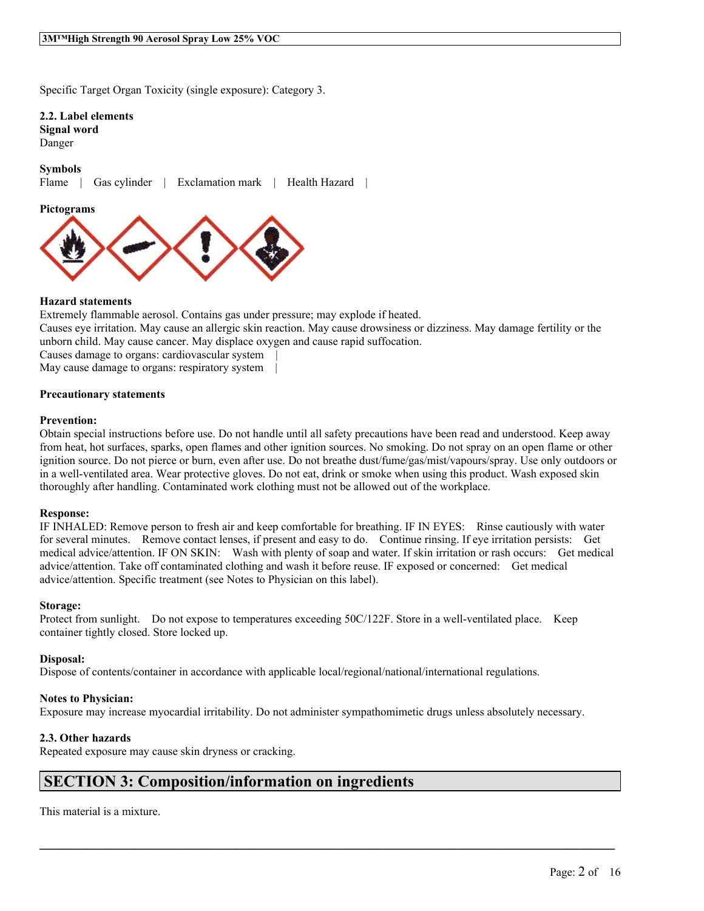Specific Target Organ Toxicity (single exposure): Category 3.

**2.2. Label elements**

**Signal word**

Danger

**Symbols**

Flame | Gas cylinder | Exclamation mark | Health Hazard |

**Pictograms**

**Hazard statements**

Extremely flammable aerosol. Contains gas under pressure; may explode if heated.

Causes eye irritation. May cause an allergic skin reaction. May cause drowsiness or dizziness. May damage fertility or the unborn child. May cause cancer. May displace oxygen and cause rapid suffocation.

Causes damage to organs: cardiovascular system |

May cause damage to organs: respiratory system |

**Precautionary statements**

**Prevention:**

Obtain special instructions before use. Do not handle until all safety precautions have been read and understood. Keep away from heat, hot surfaces, sparks, open flames and other ignition sources. No smoking. Do not spray on an open flame or other ignition source. Do not pierce or burn, even after use. Do not breathe dust/fume/gas/mist/vapours/spray. Use only outdoors or in a well-ventilated area. Wear protective gloves. Do not eat, drink or smoke when using this product. Wash exposed skin thoroughly after handling. Contaminated work clothing must not be allowed out of the workplace.

**Response:**

IF INHALED: Remove person to fresh air and keep comfortable for breathing. IF IN EYES: Rinse cautiously with water for several minutes. Remove contact lenses, if present and easy to do. Continue rinsing. If eye irritation persists: Get medical advice/attention. IF ON SKIN: Wash with plenty of soap and water. If skin irritation or rash occurs: Get medical advice/attention. Take off contaminated clothing and wash it before reuse. IF exposed or concerned: Get medical advice/attention. Specific treatment (see Notes to Physician on this label).

**Storage:**

Protect from sunlight. Do not expose to temperatures exceeding 50C/122F. Store in a well-ventilated place. Keep container tightly closed. Store locked up.

**Disposal:**

Dispose of contents/container in accordance with applicable local/regional/national/international regulations.

**Notes to Physician:**

Exposure may increase myocardial irritability. Do not administer sympathomimetic drugs unless absolutely necessary.

**2.3. Other hazards**

Repeated exposure may cause skin dryness or cracking.

## SECTION 3: Composition/information on ingredients

This material is a mixture.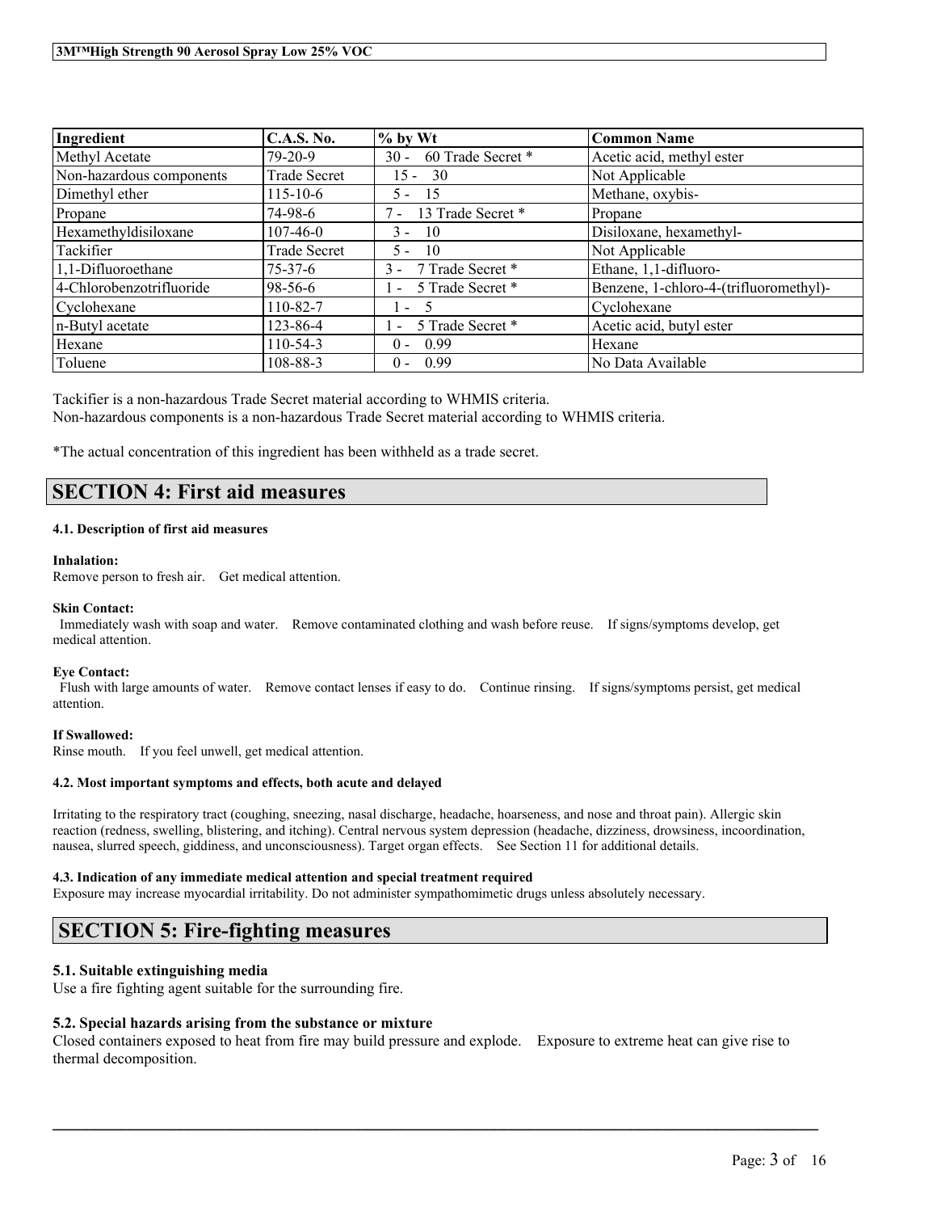| Ingredient | C.A.S. No. | % by Wt | Common Name |
| --- | --- | --- | --- |
| Methyl Acetate | 79-20-9 | 30 - 60 Trade Secret * | Acetic acid, methyl ester |
| Non-hazardous components | Trade Secret | 15 - 30 | Not Applicable |
| Dimethyl ether | 115-10-6 | 5 - 15 | Methane, oxybis- |
| Propane | 74-98-6 | 7 - 13 Trade Secret * | Propane |
| Hexamethyldisiloxane | 107-46-0 | 3 - 10 | Disiloxane, hexamethyl- |
| Tackifier | Trade Secret | 5 - 10 | Not Applicable |
| 1,1-Difluoroethane | 75-37-6 | 3 - 7 Trade Secret * | Ethane, 1,1-difluoro- |
| 4-Chlorobenzotrifluoride | 98-56-6 | 1 - 5 Trade Secret * | Benzene, 1-chloro-4-(trifluoromethyl)- |
| Cyclohexane | 110-82-7 | 1 - 5 | Cyclohexane |
| n-Butyl acetate | 123-86-4 | 1 - 5 Trade Secret * | Acetic acid, butyl ester |
| Hexane | 110-54-3 | 0 - 0.99 | Hexane |
| Toluene | 108-88-3 | 0 - 0.99 | No Data Available |

Tackifier is a non-hazardous Trade Secret material according to WHMIS criteria.
Non-hazardous components is a non-hazardous Trade Secret material according to WHMIS criteria.

*The actual concentration of this ingredient has been withheld as a trade secret.

## SECTION 4: First aid measures

#### 4.1. Description of first aid measures

**Inhalation:**
Remove person to fresh air. Get medical attention.

**Skin Contact:**
Immediately wash with soap and water. Remove contaminated clothing and wash before reuse. If signs/symptoms develop, get medical attention.

**Eye Contact:**
Flush with large amounts of water. Remove contact lenses if easy to do. Continue rinsing. If signs/symptoms persist, get medical attention.

**If Swallowed:**
Rinse mouth. If you feel unwell, get medical attention.

#### 4.2. Most important symptoms and effects, both acute and delayed

Irritating to the respiratory tract (coughing, sneezing, nasal discharge, headache, hoarseness, and nose and throat pain). Allergic skin reaction (redness, swelling, blistering, and itching). Central nervous system depression (headache, dizziness, drowsiness, incoordination, nausea, slurred speech, giddiness, and unconsciousness). Target organ effects. See Section 11 for additional details.

#### 4.3. Indication of any immediate medical attention and special treatment required

Exposure may increase myocardial irritability. Do not administer sympathomimetic drugs unless absolutely necessary.

## SECTION 5: Fire-fighting measures

#### 5.1. Suitable extinguishing media

Use a fire fighting agent suitable for the surrounding fire.

#### 5.2. Special hazards arising from the substance or mixture

Closed containers exposed to heat from fire may build pressure and explode. Exposure to extreme heat can give rise to thermal decomposition.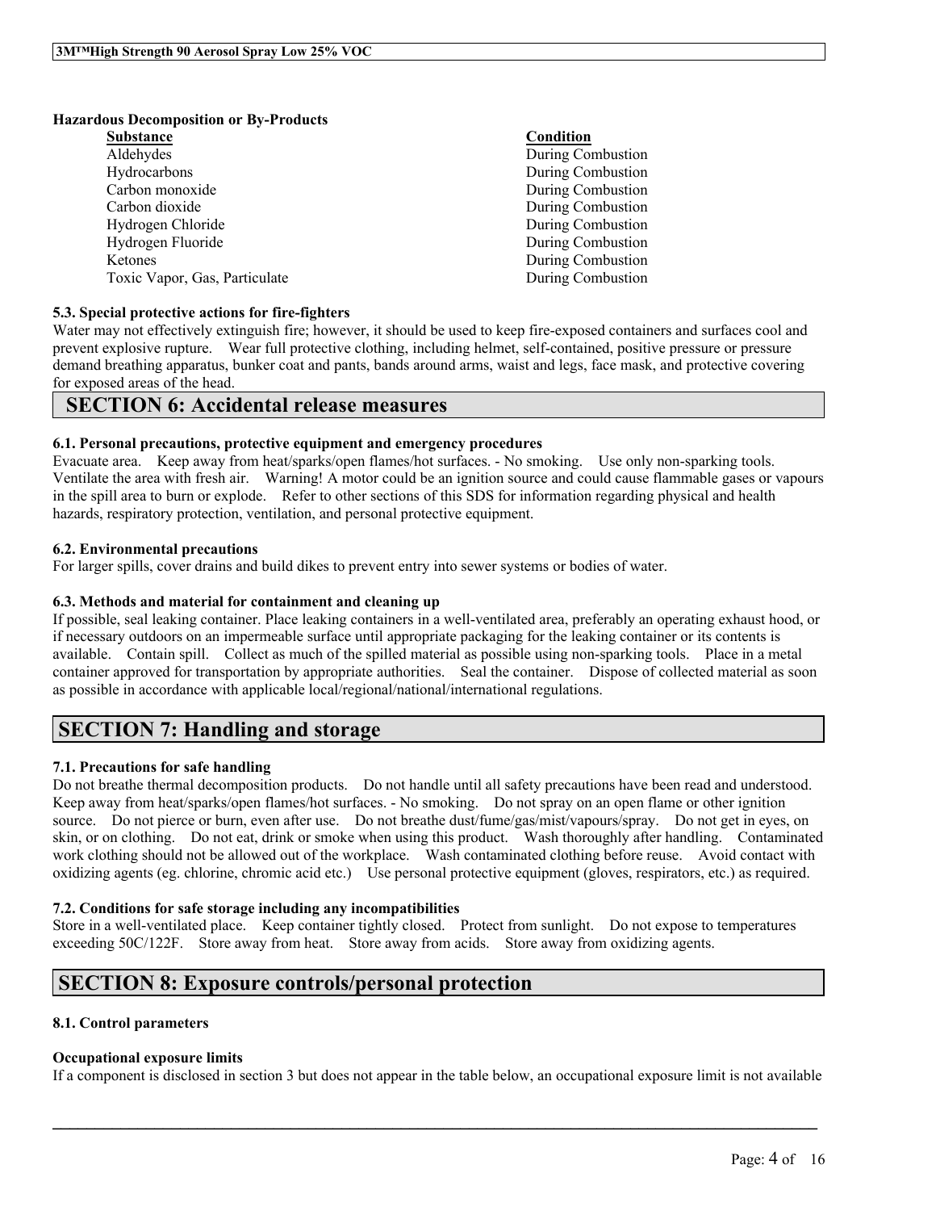**Hazardous Decomposition or By-Products**

| Substance | Condition |
| --- | --- |
| Aldehydes | During Combustion |
| Hydrocarbons | During Combustion |
| Carbon monoxide | During Combustion |
| Carbon dioxide | During Combustion |
| Hydrogen Chloride | During Combustion |
| Hydrogen Fluoride | During Combustion |
| Ketones | During Combustion |
| Toxic Vapor, Gas, Particulate | During Combustion |

### 5.3. Special protective actions for fire-fighters

Water may not effectively extinguish fire; however, it should be used to keep fire-exposed containers and surfaces cool and prevent explosive rupture. Wear full protective clothing, including helmet, self-contained, positive pressure or pressure demand breathing apparatus, bunker coat and pants, bands around arms, waist and legs, face mask, and protective covering for exposed areas of the head.

## SECTION 6: Accidental release measures

### 6.1. Personal precautions, protective equipment and emergency procedures

Evacuate area. Keep away from heat/sparks/open flames/hot surfaces. - No smoking. Use only non-sparking tools. Ventilate the area with fresh air. Warning! A motor could be an ignition source and could cause flammable gases or vapours in the spill area to burn or explode. Refer to other sections of this SDS for information regarding physical and health hazards, respiratory protection, ventilation, and personal protective equipment.

### 6.2. Environmental precautions

For larger spills, cover drains and build dikes to prevent entry into sewer systems or bodies of water.

### 6.3. Methods and material for containment and cleaning up

If possible, seal leaking container. Place leaking containers in a well-ventilated area, preferably an operating exhaust hood, or if necessary outdoors on an impermeable surface until appropriate packaging for the leaking container or its contents is available. Contain spill. Collect as much of the spilled material as possible using non-sparking tools. Place in a metal container approved for transportation by appropriate authorities. Seal the container. Dispose of collected material as soon as possible in accordance with applicable local/regional/national/international regulations.

## SECTION 7: Handling and storage

### 7.1. Precautions for safe handling

Do not breathe thermal decomposition products. Do not handle until all safety precautions have been read and understood. Keep away from heat/sparks/open flames/hot surfaces. - No smoking. Do not spray on an open flame or other ignition source. Do not pierce or burn, even after use. Do not breathe dust/fume/gas/mist/vapours/spray. Do not get in eyes, on skin, or on clothing. Do not eat, drink or smoke when using this product. Wash thoroughly after handling. Contaminated work clothing should not be allowed out of the workplace. Wash contaminated clothing before reuse. Avoid contact with oxidizing agents (eg. chlorine, chromic acid etc.) Use personal protective equipment (gloves, respirators, etc.) as required.

### 7.2. Conditions for safe storage including any incompatibilities

Store in a well-ventilated place. Keep container tightly closed. Protect from sunlight. Do not expose to temperatures exceeding 50C/122F. Store away from heat. Store away from acids. Store away from oxidizing agents.

## SECTION 8: Exposure controls/personal protection

### 8.1. Control parameters

**Occupational exposure limits**

If a component is disclosed in section 3 but does not appear in the table below, an occupational exposure limit is not available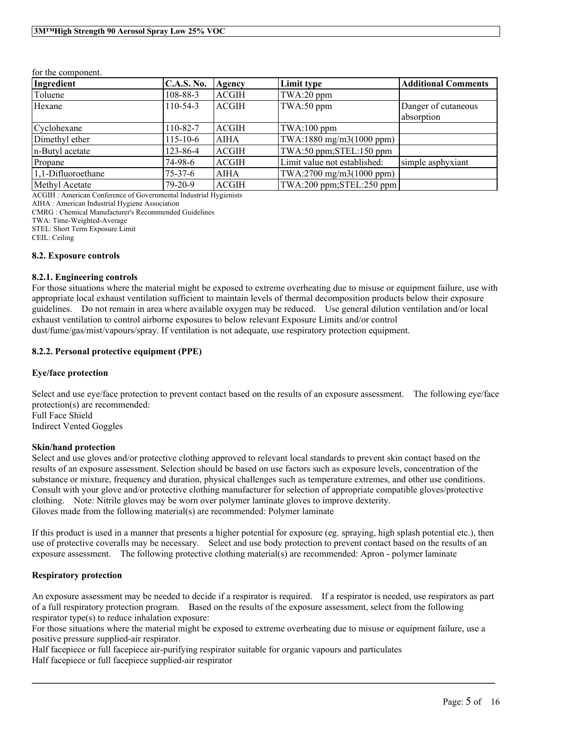for the component.

| Ingredient | C.A.S. No. | Agency | Limit type | Additional Comments |
| --- | --- | --- | --- | --- |
| Toluene | 108-88-3 | ACGIH | TWA:20 ppm | |
| Hexane | 110-54-3 | ACGIH | TWA:50 ppm | Danger of cutaneous absorption |
| Cyclohexane | 110-82-7 | ACGIH | TWA:100 ppm | |
| Dimethyl ether | 115-10-6 | AIHA | TWA:1880 mg/m3(1000 ppm) | |
| n-Butyl acetate | 123-86-4 | ACGIH | TWA:50 ppm;STEL:150 ppm | |
| Propane | 74-98-6 | ACGIH | Limit value not established: | simple asphyxiant |
| 1,1-Difluoroethane | 75-37-6 | AIHA | TWA:2700 mg/m3(1000 ppm) | |
| Methyl Acetate | 79-20-9 | ACGIH | TWA:200 ppm;STEL:250 ppm | |

ACGIH : American Conference of Governmental Industrial Hygienists
AIHA : American Industrial Hygiene Association
CMRG : Chemical Manufacturer's Recommended Guidelines
TWA: Time-Weighted-Average
STEL: Short Term Exposure Limit
CEIL: Ceiling

### 8.2. Exposure controls

#### 8.2.1. Engineering controls

For those situations where the material might be exposed to extreme overheating due to misuse or equipment failure, use with appropriate local exhaust ventilation sufficient to maintain levels of thermal decomposition products below their exposure guidelines. Do not remain in area where available oxygen may be reduced. Use general dilution ventilation and/or local exhaust ventilation to control airborne exposures to below relevant Exposure Limits and/or control dust/fume/gas/mist/vapours/spray. If ventilation is not adequate, use respiratory protection equipment.

#### 8.2.2. Personal protective equipment (PPE)

**Eye/face protection**

Select and use eye/face protection to prevent contact based on the results of an exposure assessment. The following eye/face protection(s) are recommended:
Full Face Shield
Indirect Vented Goggles

**Skin/hand protection**

Select and use gloves and/or protective clothing approved to relevant local standards to prevent skin contact based on the results of an exposure assessment. Selection should be based on use factors such as exposure levels, concentration of the substance or mixture, frequency and duration, physical challenges such as temperature extremes, and other use conditions. Consult with your glove and/or protective clothing manufacturer for selection of appropriate compatible gloves/protective clothing. Note: Nitrile gloves may be worn over polymer laminate gloves to improve dexterity.
Gloves made from the following material(s) are recommended: Polymer laminate

If this product is used in a manner that presents a higher potential for exposure (eg. spraying, high splash potential etc.), then use of protective coveralls may be necessary. Select and use body protection to prevent contact based on the results of an exposure assessment. The following protective clothing material(s) are recommended: Apron - polymer laminate

**Respiratory protection**

An exposure assessment may be needed to decide if a respirator is required. If a respirator is needed, use respirators as part of a full respiratory protection program. Based on the results of the exposure assessment, select from the following respirator type(s) to reduce inhalation exposure:
For those situations where the material might be exposed to extreme overheating due to misuse or equipment failure, use a positive pressure supplied-air respirator.
Half facepiece or full facepiece air-purifying respirator suitable for organic vapours and particulates
Half facepiece or full facepiece supplied-air respirator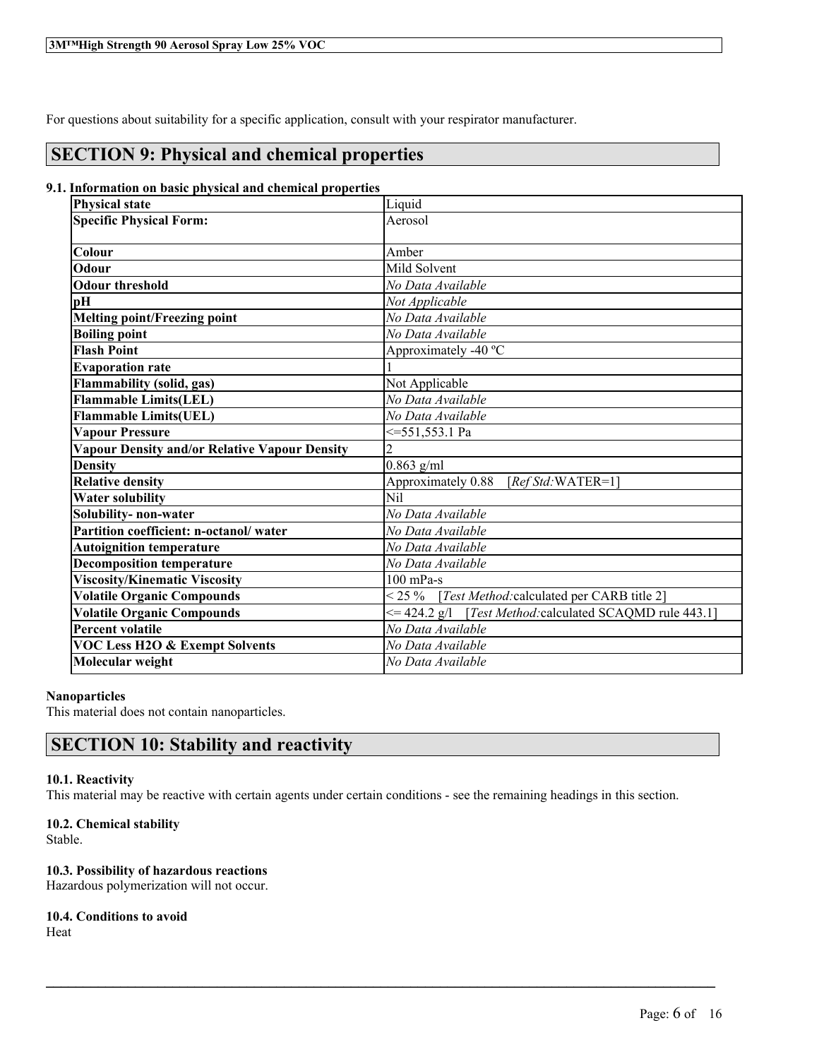For questions about suitability for a specific application, consult with your respirator manufacturer.

## SECTION 9: Physical and chemical properties

### 9.1. Information on basic physical and chemical properties

| Property | Value |
|---|---|
| **Physical state** | Liquid |
| **Specific Physical Form:** | Aerosol |
| **Colour** | Amber |
| **Odour** | Mild Solvent |
| **Odour threshold** | *No Data Available* |
| **pH** | *Not Applicable* |
| **Melting point/Freezing point** | *No Data Available* |
| **Boiling point** | *No Data Available* |
| **Flash Point** | Approximately -40 ºC |
| **Evaporation rate** | 1 |
| **Flammability (solid, gas)** | Not Applicable |
| **Flammable Limits(LEL)** | *No Data Available* |
| **Flammable Limits(UEL)** | *No Data Available* |
| **Vapour Pressure** | <=551,553.1 Pa |
| **Vapour Density and/or Relative Vapour Density** | 2 |
| **Density** | 0.863 g/ml |
| **Relative density** | Approximately 0.88 [*Ref Std:*WATER=1] |
| **Water solubility** | Nil |
| **Solubility- non-water** | *No Data Available* |
| **Partition coefficient: n-octanol/ water** | *No Data Available* |
| **Autoignition temperature** | *No Data Available* |
| **Decomposition temperature** | *No Data Available* |
| **Viscosity/Kinematic Viscosity** | 100 mPa-s |
| **Volatile Organic Compounds** | < 25 % [*Test Method:*calculated per CARB title 2] |
| **Volatile Organic Compounds** | <= 424.2 g/l [*Test Method:*calculated SCAQMD rule 443.1] |
| **Percent volatile** | *No Data Available* |
| **VOC Less H2O & Exempt Solvents** | *No Data Available* |
| **Molecular weight** | *No Data Available* |

**Nanoparticles**
This material does not contain nanoparticles.

## SECTION 10: Stability and reactivity

**10.1. Reactivity**
This material may be reactive with certain agents under certain conditions - see the remaining headings in this section.

**10.2. Chemical stability**
Stable.

**10.3. Possibility of hazardous reactions**
Hazardous polymerization will not occur.

**10.4. Conditions to avoid**
Heat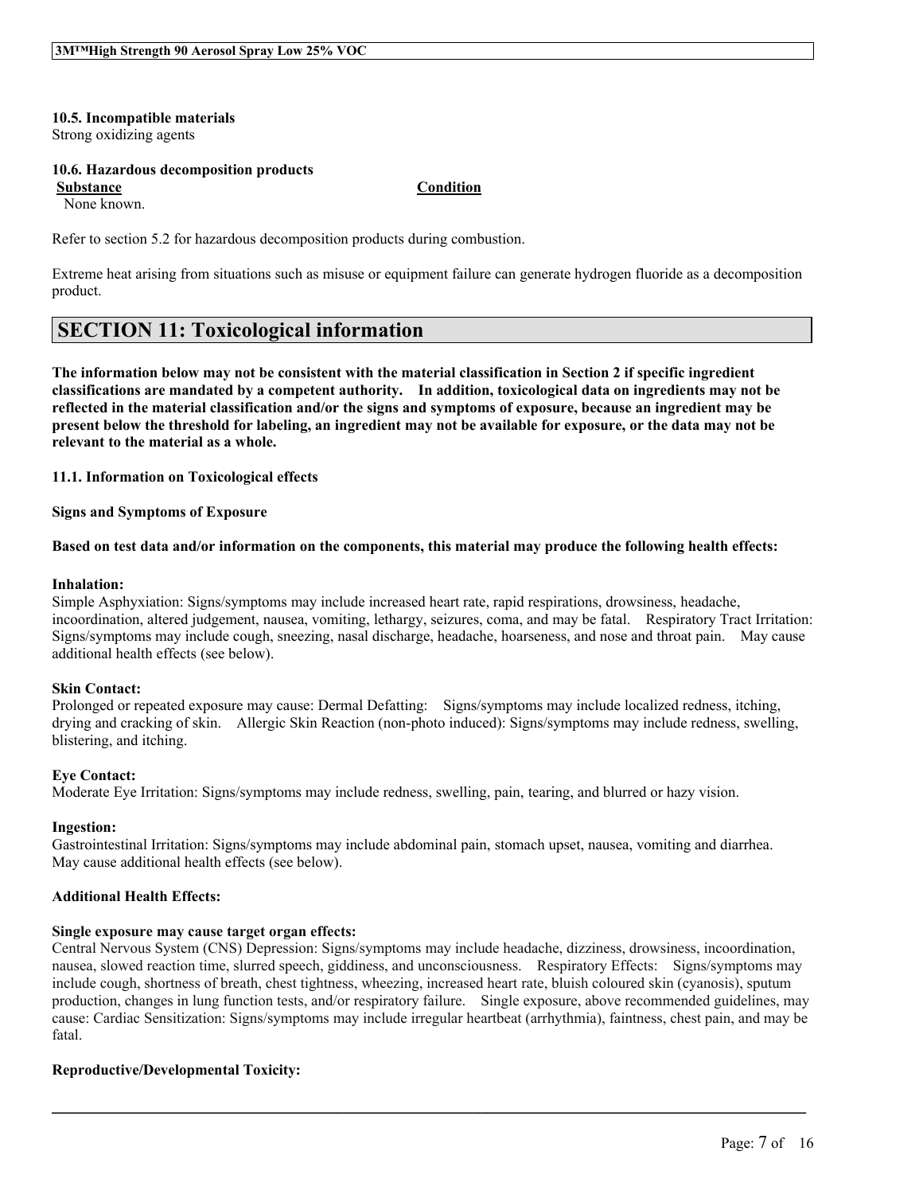**10.5. Incompatible materials**
Strong oxidizing agents

**10.6. Hazardous decomposition products**

| Substance | Condition |
| --- | --- |
| None known. | |

Refer to section 5.2 for hazardous decomposition products during combustion.

Extreme heat arising from situations such as misuse or equipment failure can generate hydrogen fluoride as a decomposition product.

## SECTION 11: Toxicological information

**The information below may not be consistent with the material classification in Section 2 if specific ingredient classifications are mandated by a competent authority. In addition, toxicological data on ingredients may not be reflected in the material classification and/or the signs and symptoms of exposure, because an ingredient may be present below the threshold for labeling, an ingredient may not be available for exposure, or the data may not be relevant to the material as a whole.**

**11.1. Information on Toxicological effects**

**Signs and Symptoms of Exposure**

**Based on test data and/or information on the components, this material may produce the following health effects:**

**Inhalation:**
Simple Asphyxiation: Signs/symptoms may include increased heart rate, rapid respirations, drowsiness, headache, incoordination, altered judgement, nausea, vomiting, lethargy, seizures, coma, and may be fatal. Respiratory Tract Irritation: Signs/symptoms may include cough, sneezing, nasal discharge, headache, hoarseness, and nose and throat pain. May cause additional health effects (see below).

**Skin Contact:**
Prolonged or repeated exposure may cause: Dermal Defatting: Signs/symptoms may include localized redness, itching, drying and cracking of skin. Allergic Skin Reaction (non-photo induced): Signs/symptoms may include redness, swelling, blistering, and itching.

**Eye Contact:**
Moderate Eye Irritation: Signs/symptoms may include redness, swelling, pain, tearing, and blurred or hazy vision.

**Ingestion:**
Gastrointestinal Irritation: Signs/symptoms may include abdominal pain, stomach upset, nausea, vomiting and diarrhea. May cause additional health effects (see below).

**Additional Health Effects:**

**Single exposure may cause target organ effects:**
Central Nervous System (CNS) Depression: Signs/symptoms may include headache, dizziness, drowsiness, incoordination, nausea, slowed reaction time, slurred speech, giddiness, and unconsciousness. Respiratory Effects: Signs/symptoms may include cough, shortness of breath, chest tightness, wheezing, increased heart rate, bluish coloured skin (cyanosis), sputum production, changes in lung function tests, and/or respiratory failure. Single exposure, above recommended guidelines, may cause: Cardiac Sensitization: Signs/symptoms may include irregular heartbeat (arrhythmia), faintness, chest pain, and may be fatal.

**Reproductive/Developmental Toxicity:**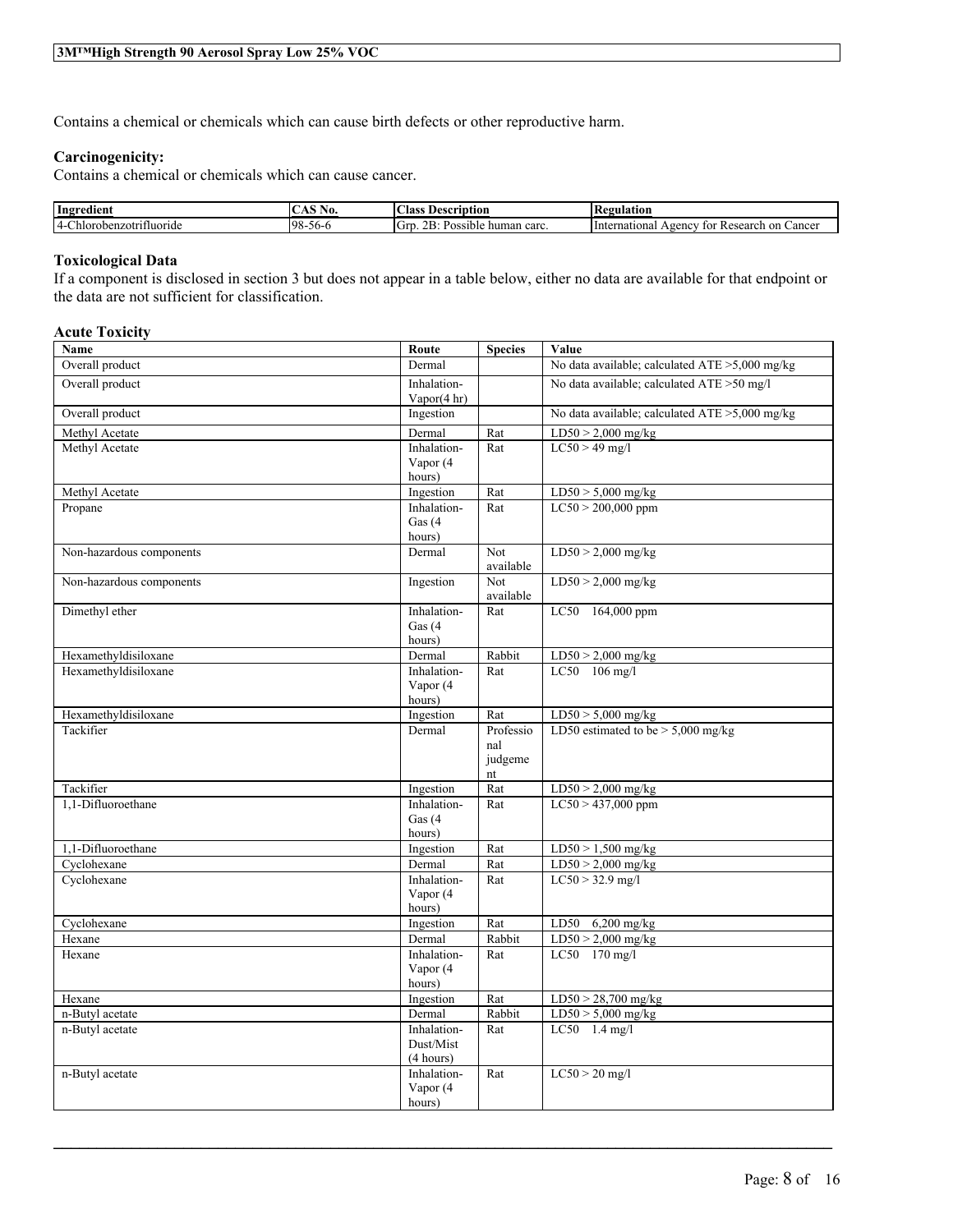Contains a chemical or chemicals which can cause birth defects or other reproductive harm.

### Carcinogenicity:

Contains a chemical or chemicals which can cause cancer.

| Ingredient | CAS No. | Class Description | Regulation |
|---|---|---|---|
| 4-Chlorobenzotrifluoride | 98-56-6 | Grp. 2B: Possible human carc. | International Agency for Research on Cancer |

### Toxicological Data

If a component is disclosed in section 3 but does not appear in a table below, either no data are available for that endpoint or the data are not sufficient for classification.

#### Acute Toxicity

| Name | Route | Species | Value |
|---|---|---|---|
| Overall product | Dermal | | No data available; calculated ATE >5,000 mg/kg |
| Overall product | Inhalation-Vapor(4 hr) | | No data available; calculated ATE >50 mg/l |
| Overall product | Ingestion | | No data available; calculated ATE >5,000 mg/kg |
| Methyl Acetate | Dermal | Rat | LD50 > 2,000 mg/kg |
| Methyl Acetate | Inhalation-Vapor (4 hours) | Rat | LC50 > 49 mg/l |
| Methyl Acetate | Ingestion | Rat | LD50 > 5,000 mg/kg |
| Propane | Inhalation-Gas (4 hours) | Rat | LC50 > 200,000 ppm |
| Non-hazardous components | Dermal | Not available | LD50 > 2,000 mg/kg |
| Non-hazardous components | Ingestion | Not available | LD50 > 2,000 mg/kg |
| Dimethyl ether | Inhalation-Gas (4 hours) | Rat | LC50 164,000 ppm |
| Hexamethyldisiloxane | Dermal | Rabbit | LD50 > 2,000 mg/kg |
| Hexamethyldisiloxane | Inhalation-Vapor (4 hours) | Rat | LC50 106 mg/l |
| Hexamethyldisiloxane | Ingestion | Rat | LD50 > 5,000 mg/kg |
| Tackifier | Dermal | Professional judgement | LD50 estimated to be > 5,000 mg/kg |
| Tackifier | Ingestion | Rat | LD50 > 2,000 mg/kg |
| 1,1-Difluoroethane | Inhalation-Gas (4 hours) | Rat | LC50 > 437,000 ppm |
| 1,1-Difluoroethane | Ingestion | Rat | LD50 > 1,500 mg/kg |
| Cyclohexane | Dermal | Rat | LD50 > 2,000 mg/kg |
| Cyclohexane | Inhalation-Vapor (4 hours) | Rat | LC50 > 32.9 mg/l |
| Cyclohexane | Ingestion | Rat | LD50 6,200 mg/kg |
| Hexane | Dermal | Rabbit | LD50 > 2,000 mg/kg |
| Hexane | Inhalation-Vapor (4 hours) | Rat | LC50 170 mg/l |
| Hexane | Ingestion | Rat | LD50 > 28,700 mg/kg |
| n-Butyl acetate | Dermal | Rabbit | LD50 > 5,000 mg/kg |
| n-Butyl acetate | Inhalation-Dust/Mist (4 hours) | Rat | LC50 1.4 mg/l |
| n-Butyl acetate | Inhalation-Vapor (4 hours) | Rat | LC50 > 20 mg/l |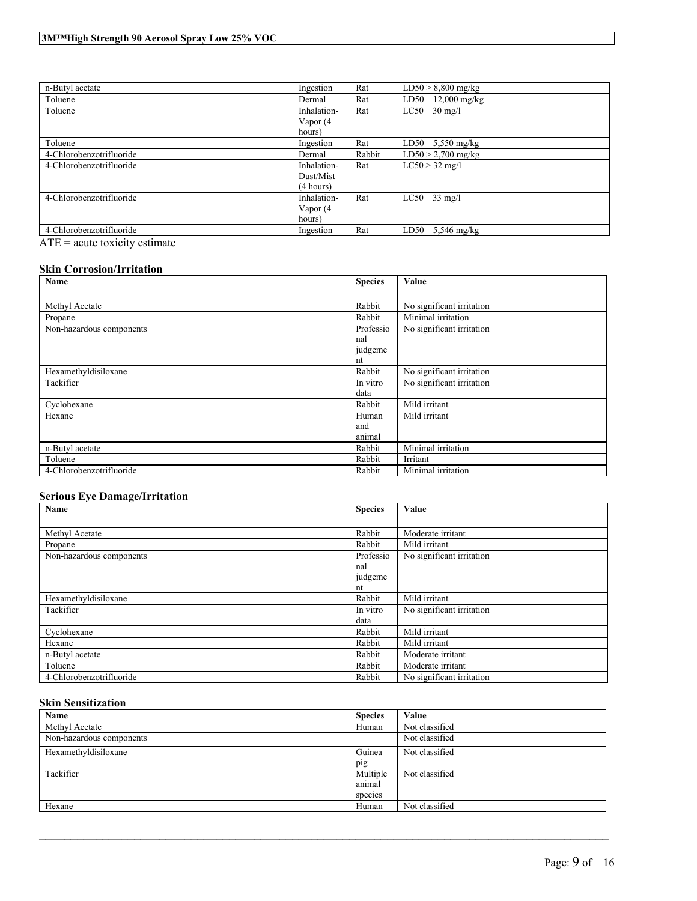| | | | |
|---|---|---|---|
| n-Butyl acetate | Ingestion | Rat | LD50 > 8,800 mg/kg |
| Toluene | Dermal | Rat | LD50 12,000 mg/kg |
| Toluene | Inhalation-Vapor (4 hours) | Rat | LC50 30 mg/l |
| Toluene | Ingestion | Rat | LD50 5,550 mg/kg |
| 4-Chlorobenzotrifluoride | Dermal | Rabbit | LD50 > 2,700 mg/kg |
| 4-Chlorobenzotrifluoride | Inhalation-Dust/Mist (4 hours) | Rat | LC50 > 32 mg/l |
| 4-Chlorobenzotrifluoride | Inhalation-Vapor (4 hours) | Rat | LC50 33 mg/l |
| 4-Chlorobenzotrifluoride | Ingestion | Rat | LD50 5,546 mg/kg |

ATE = acute toxicity estimate

### Skin Corrosion/Irritation

| Name | Species | Value |
|---|---|---|
| Methyl Acetate | Rabbit | No significant irritation |
| Propane | Rabbit | Minimal irritation |
| Non-hazardous components | Professional judgement | No significant irritation |
| Hexamethyldisiloxane | Rabbit | No significant irritation |
| Tackifier | In vitro data | No significant irritation |
| Cyclohexane | Rabbit | Mild irritant |
| Hexane | Human and animal | Mild irritant |
| n-Butyl acetate | Rabbit | Minimal irritation |
| Toluene | Rabbit | Irritant |
| 4-Chlorobenzotrifluoride | Rabbit | Minimal irritation |

### Serious Eye Damage/Irritation

| Name | Species | Value |
|---|---|---|
| Methyl Acetate | Rabbit | Moderate irritant |
| Propane | Rabbit | Mild irritant |
| Non-hazardous components | Professional judgement | No significant irritation |
| Hexamethyldisiloxane | Rabbit | Mild irritant |
| Tackifier | In vitro data | No significant irritation |
| Cyclohexane | Rabbit | Mild irritant |
| Hexane | Rabbit | Mild irritant |
| n-Butyl acetate | Rabbit | Moderate irritant |
| Toluene | Rabbit | Moderate irritant |
| 4-Chlorobenzotrifluoride | Rabbit | No significant irritation |

### Skin Sensitization

| Name | Species | Value |
|---|---|---|
| Methyl Acetate | Human | Not classified |
| Non-hazardous components | | Not classified |
| Hexamethyldisiloxane | Guinea pig | Not classified |
| Tackifier | Multiple animal species | Not classified |
| Hexane | Human | Not classified |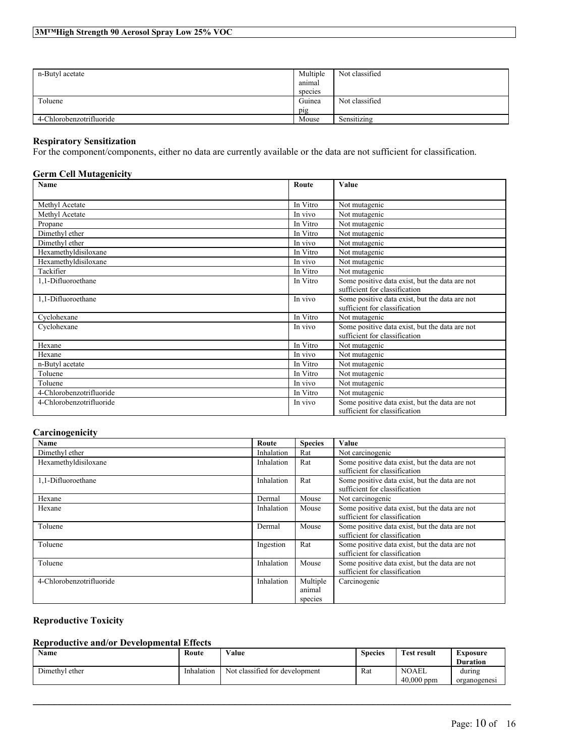| | | |
|---|---|---|
| n-Butyl acetate | Multiple animal species | Not classified |
| Toluene | Guinea pig | Not classified |
| 4-Chlorobenzotrifluoride | Mouse | Sensitizing |

**Respiratory Sensitization**

For the component/components, either no data are currently available or the data are not sufficient for classification.

**Germ Cell Mutagenicity**

| Name | Route | Value |
|---|---|---|
| Methyl Acetate | In Vitro | Not mutagenic |
| Methyl Acetate | In vivo | Not mutagenic |
| Propane | In Vitro | Not mutagenic |
| Dimethyl ether | In Vitro | Not mutagenic |
| Dimethyl ether | In vivo | Not mutagenic |
| Hexamethyldisiloxane | In Vitro | Not mutagenic |
| Hexamethyldisiloxane | In vivo | Not mutagenic |
| Tackifier | In Vitro | Not mutagenic |
| 1,1-Difluoroethane | In Vitro | Some positive data exist, but the data are not sufficient for classification |
| 1,1-Difluoroethane | In vivo | Some positive data exist, but the data are not sufficient for classification |
| Cyclohexane | In Vitro | Not mutagenic |
| Cyclohexane | In vivo | Some positive data exist, but the data are not sufficient for classification |
| Hexane | In Vitro | Not mutagenic |
| Hexane | In vivo | Not mutagenic |
| n-Butyl acetate | In Vitro | Not mutagenic |
| Toluene | In Vitro | Not mutagenic |
| Toluene | In vivo | Not mutagenic |
| 4-Chlorobenzotrifluoride | In Vitro | Not mutagenic |
| 4-Chlorobenzotrifluoride | In vivo | Some positive data exist, but the data are not sufficient for classification |

**Carcinogenicity**

| Name | Route | Species | Value |
|---|---|---|---|
| Dimethyl ether | Inhalation | Rat | Not carcinogenic |
| Hexamethyldisiloxane | Inhalation | Rat | Some positive data exist, but the data are not sufficient for classification |
| 1,1-Difluoroethane | Inhalation | Rat | Some positive data exist, but the data are not sufficient for classification |
| Hexane | Dermal | Mouse | Not carcinogenic |
| Hexane | Inhalation | Mouse | Some positive data exist, but the data are not sufficient for classification |
| Toluene | Dermal | Mouse | Some positive data exist, but the data are not sufficient for classification |
| Toluene | Ingestion | Rat | Some positive data exist, but the data are not sufficient for classification |
| Toluene | Inhalation | Mouse | Some positive data exist, but the data are not sufficient for classification |
| 4-Chlorobenzotrifluoride | Inhalation | Multiple animal species | Carcinogenic |

**Reproductive Toxicity**

**Reproductive and/or Developmental Effects**

| Name | Route | Value | Species | Test result | Exposure Duration |
|---|---|---|---|---|---|
| Dimethyl ether | Inhalation | Not classified for development | Rat | NOAEL 40,000 ppm | during organogenesi |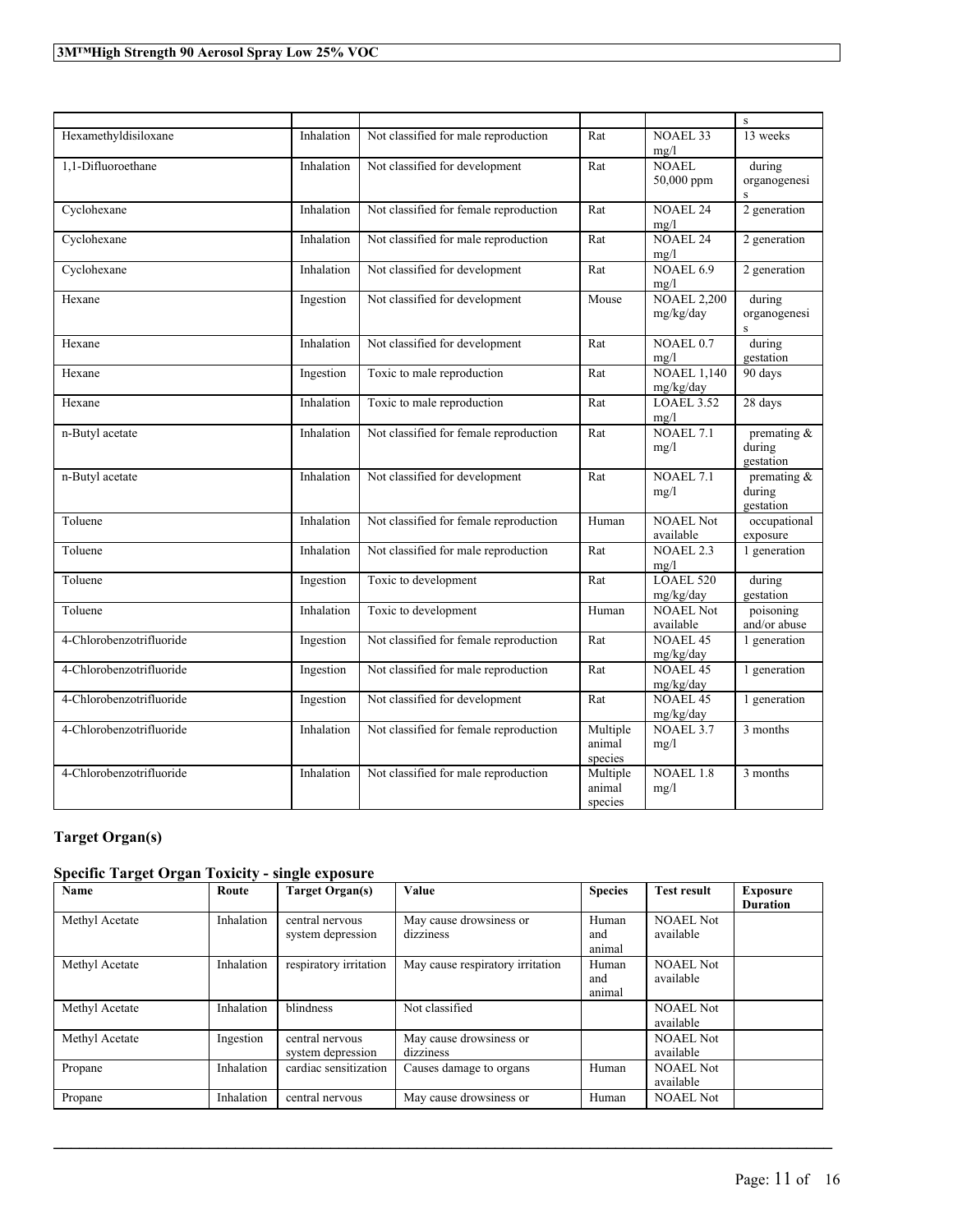| | | | | | s |
|---|---|---|---|---|---|
| Hexamethyldisiloxane | Inhalation | Not classified for male reproduction | Rat | NOAEL 33 mg/l | 13 weeks |
| 1,1-Difluoroethane | Inhalation | Not classified for development | Rat | NOAEL 50,000 ppm | during organogenesis |
| Cyclohexane | Inhalation | Not classified for female reproduction | Rat | NOAEL 24 mg/l | 2 generation |
| Cyclohexane | Inhalation | Not classified for male reproduction | Rat | NOAEL 24 mg/l | 2 generation |
| Cyclohexane | Inhalation | Not classified for development | Rat | NOAEL 6.9 mg/l | 2 generation |
| Hexane | Ingestion | Not classified for development | Mouse | NOAEL 2,200 mg/kg/day | during organogenesis |
| Hexane | Inhalation | Not classified for development | Rat | NOAEL 0.7 mg/l | during gestation |
| Hexane | Ingestion | Toxic to male reproduction | Rat | NOAEL 1,140 mg/kg/day | 90 days |
| Hexane | Inhalation | Toxic to male reproduction | Rat | LOAEL 3.52 mg/l | 28 days |
| n-Butyl acetate | Inhalation | Not classified for female reproduction | Rat | NOAEL 7.1 mg/l | premating & during gestation |
| n-Butyl acetate | Inhalation | Not classified for development | Rat | NOAEL 7.1 mg/l | premating & during gestation |
| Toluene | Inhalation | Not classified for female reproduction | Human | NOAEL Not available | occupational exposure |
| Toluene | Inhalation | Not classified for male reproduction | Rat | NOAEL 2.3 mg/l | 1 generation |
| Toluene | Ingestion | Toxic to development | Rat | LOAEL 520 mg/kg/day | during gestation |
| Toluene | Inhalation | Toxic to development | Human | NOAEL Not available | poisoning and/or abuse |
| 4-Chlorobenzotrifluoride | Ingestion | Not classified for female reproduction | Rat | NOAEL 45 mg/kg/day | 1 generation |
| 4-Chlorobenzotrifluoride | Ingestion | Not classified for male reproduction | Rat | NOAEL 45 mg/kg/day | 1 generation |
| 4-Chlorobenzotrifluoride | Ingestion | Not classified for development | Rat | NOAEL 45 mg/kg/day | 1 generation |
| 4-Chlorobenzotrifluoride | Inhalation | Not classified for female reproduction | Multiple animal species | NOAEL 3.7 mg/l | 3 months |
| 4-Chlorobenzotrifluoride | Inhalation | Not classified for male reproduction | Multiple animal species | NOAEL 1.8 mg/l | 3 months |

### Target Organ(s)

#### Specific Target Organ Toxicity - single exposure

| Name | Route | Target Organ(s) | Value | Species | Test result | Exposure Duration |
|---|---|---|---|---|---|---|
| Methyl Acetate | Inhalation | central nervous system depression | May cause drowsiness or dizziness | Human and animal | NOAEL Not available | |
| Methyl Acetate | Inhalation | respiratory irritation | May cause respiratory irritation | Human and animal | NOAEL Not available | |
| Methyl Acetate | Inhalation | blindness | Not classified | | NOAEL Not available | |
| Methyl Acetate | Ingestion | central nervous system depression | May cause drowsiness or dizziness | | NOAEL Not available | |
| Propane | Inhalation | cardiac sensitization | Causes damage to organs | Human | NOAEL Not available | |
| Propane | Inhalation | central nervous | May cause drowsiness or | Human | NOAEL Not | |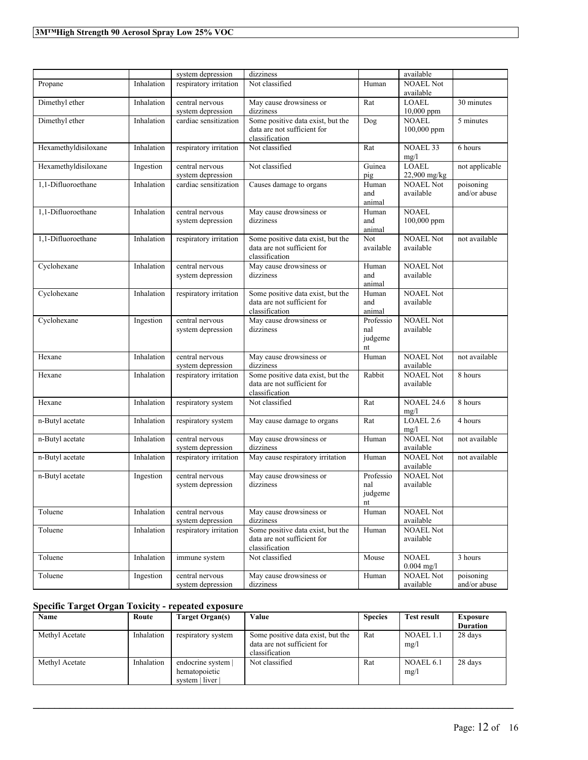| | | system depression | dizziness | | available | |
|---|---|---|---|---|---|---|
| Propane | Inhalation | respiratory irritation | Not classified | Human | NOAEL Not available | |
| Dimethyl ether | Inhalation | central nervous system depression | May cause drowsiness or dizziness | Rat | LOAEL 10,000 ppm | 30 minutes |
| Dimethyl ether | Inhalation | cardiac sensitization | Some positive data exist, but the data are not sufficient for classification | Dog | NOAEL 100,000 ppm | 5 minutes |
| Hexamethyldisiloxane | Inhalation | respiratory irritation | Not classified | Rat | NOAEL 33 mg/l | 6 hours |
| Hexamethyldisiloxane | Ingestion | central nervous system depression | Not classified | Guinea pig | LOAEL 22,900 mg/kg | not applicable |
| 1,1-Difluoroethane | Inhalation | cardiac sensitization | Causes damage to organs | Human and animal | NOAEL Not available | poisoning and/or abuse |
| 1,1-Difluoroethane | Inhalation | central nervous system depression | May cause drowsiness or dizziness | Human and animal | NOAEL 100,000 ppm | |
| 1,1-Difluoroethane | Inhalation | respiratory irritation | Some positive data exist, but the data are not sufficient for classification | Not available | NOAEL Not available | not available |
| Cyclohexane | Inhalation | central nervous system depression | May cause drowsiness or dizziness | Human and animal | NOAEL Not available | |
| Cyclohexane | Inhalation | respiratory irritation | Some positive data exist, but the data are not sufficient for classification | Human and animal | NOAEL Not available | |
| Cyclohexane | Ingestion | central nervous system depression | May cause drowsiness or dizziness | Professional judgement | NOAEL Not available | |
| Hexane | Inhalation | central nervous system depression | May cause drowsiness or dizziness | Human | NOAEL Not available | not available |
| Hexane | Inhalation | respiratory irritation | Some positive data exist, but the data are not sufficient for classification | Rabbit | NOAEL Not available | 8 hours |
| Hexane | Inhalation | respiratory system | Not classified | Rat | NOAEL 24.6 mg/l | 8 hours |
| n-Butyl acetate | Inhalation | respiratory system | May cause damage to organs | Rat | LOAEL 2.6 mg/l | 4 hours |
| n-Butyl acetate | Inhalation | central nervous system depression | May cause drowsiness or dizziness | Human | NOAEL Not available | not available |
| n-Butyl acetate | Inhalation | respiratory irritation | May cause respiratory irritation | Human | NOAEL Not available | not available |
| n-Butyl acetate | Ingestion | central nervous system depression | May cause drowsiness or dizziness | Professional judgement | NOAEL Not available | |
| Toluene | Inhalation | central nervous system depression | May cause drowsiness or dizziness | Human | NOAEL Not available | |
| Toluene | Inhalation | respiratory irritation | Some positive data exist, but the data are not sufficient for classification | Human | NOAEL Not available | |
| Toluene | Inhalation | immune system | Not classified | Mouse | NOAEL 0.004 mg/l | 3 hours |
| Toluene | Ingestion | central nervous system depression | May cause drowsiness or dizziness | Human | NOAEL Not available | poisoning and/or abuse |

### Specific Target Organ Toxicity - repeated exposure

| Name | Route | Target Organ(s) | Value | Species | Test result | Exposure Duration |
|---|---|---|---|---|---|---|
| Methyl Acetate | Inhalation | respiratory system | Some positive data exist, but the data are not sufficient for classification | Rat | NOAEL 1.1 mg/l | 28 days |
| Methyl Acetate | Inhalation | endocrine system \| hematopoietic system \| liver \| | Not classified | Rat | NOAEL 6.1 mg/l | 28 days |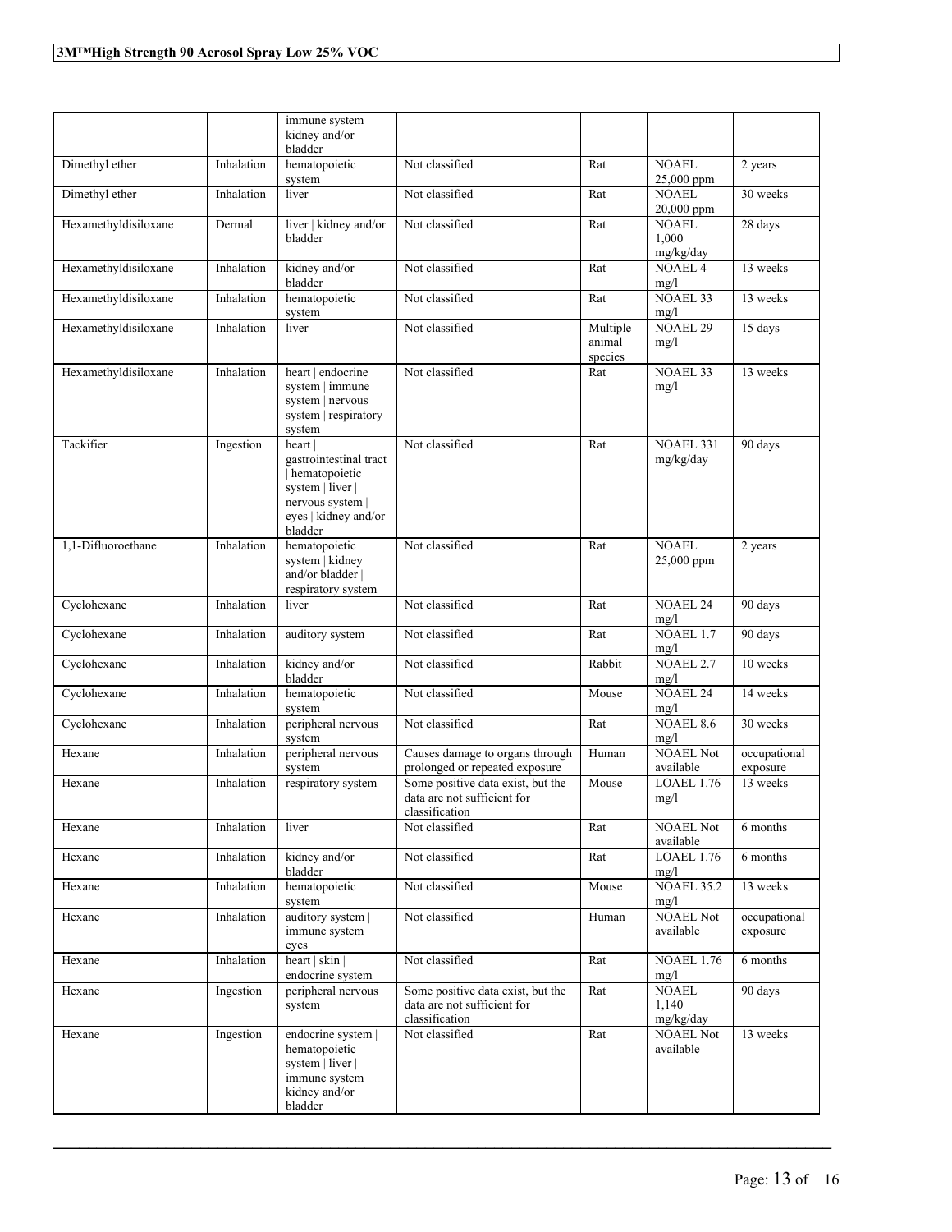| | | immune system \| kidney and/or bladder | | | | |
|---|---|---|---|---|---|---|
| Dimethyl ether | Inhalation | hematopoietic system | Not classified | Rat | NOAEL 25,000 ppm | 2 years |
| Dimethyl ether | Inhalation | liver | Not classified | Rat | NOAEL 20,000 ppm | 30 weeks |
| Hexamethyldisiloxane | Dermal | liver \| kidney and/or bladder | Not classified | Rat | NOAEL 1,000 mg/kg/day | 28 days |
| Hexamethyldisiloxane | Inhalation | kidney and/or bladder | Not classified | Rat | NOAEL 4 mg/l | 13 weeks |
| Hexamethyldisiloxane | Inhalation | hematopoietic system | Not classified | Rat | NOAEL 33 mg/l | 13 weeks |
| Hexamethyldisiloxane | Inhalation | liver | Not classified | Multiple animal species | NOAEL 29 mg/l | 15 days |
| Hexamethyldisiloxane | Inhalation | heart \| endocrine system \| immune system \| nervous system \| respiratory system | Not classified | Rat | NOAEL 33 mg/l | 13 weeks |
| Tackifier | Ingestion | heart \| gastrointestinal tract \| hematopoietic system \| liver \| nervous system \| eyes \| kidney and/or bladder | Not classified | Rat | NOAEL 331 mg/kg/day | 90 days |
| 1,1-Difluoroethane | Inhalation | hematopoietic system \| kidney and/or bladder \| respiratory system | Not classified | Rat | NOAEL 25,000 ppm | 2 years |
| Cyclohexane | Inhalation | liver | Not classified | Rat | NOAEL 24 mg/l | 90 days |
| Cyclohexane | Inhalation | auditory system | Not classified | Rat | NOAEL 1.7 mg/l | 90 days |
| Cyclohexane | Inhalation | kidney and/or bladder | Not classified | Rabbit | NOAEL 2.7 mg/l | 10 weeks |
| Cyclohexane | Inhalation | hematopoietic system | Not classified | Mouse | NOAEL 24 mg/l | 14 weeks |
| Cyclohexane | Inhalation | peripheral nervous system | Not classified | Rat | NOAEL 8.6 mg/l | 30 weeks |
| Hexane | Inhalation | peripheral nervous system | Causes damage to organs through prolonged or repeated exposure | Human | NOAEL Not available | occupational exposure |
| Hexane | Inhalation | respiratory system | Some positive data exist, but the data are not sufficient for classification | Mouse | LOAEL 1.76 mg/l | 13 weeks |
| Hexane | Inhalation | liver | Not classified | Rat | NOAEL Not available | 6 months |
| Hexane | Inhalation | kidney and/or bladder | Not classified | Rat | LOAEL 1.76 mg/l | 6 months |
| Hexane | Inhalation | hematopoietic system | Not classified | Mouse | NOAEL 35.2 mg/l | 13 weeks |
| Hexane | Inhalation | auditory system \| immune system \| eyes | Not classified | Human | NOAEL Not available | occupational exposure |
| Hexane | Inhalation | heart \| skin \| endocrine system | Not classified | Rat | NOAEL 1.76 mg/l | 6 months |
| Hexane | Ingestion | peripheral nervous system | Some positive data exist, but the data are not sufficient for classification | Rat | NOAEL 1,140 mg/kg/day | 90 days |
| Hexane | Ingestion | endocrine system \| hematopoietic system \| liver \| immune system \| kidney and/or bladder | Not classified | Rat | NOAEL Not available | 13 weeks |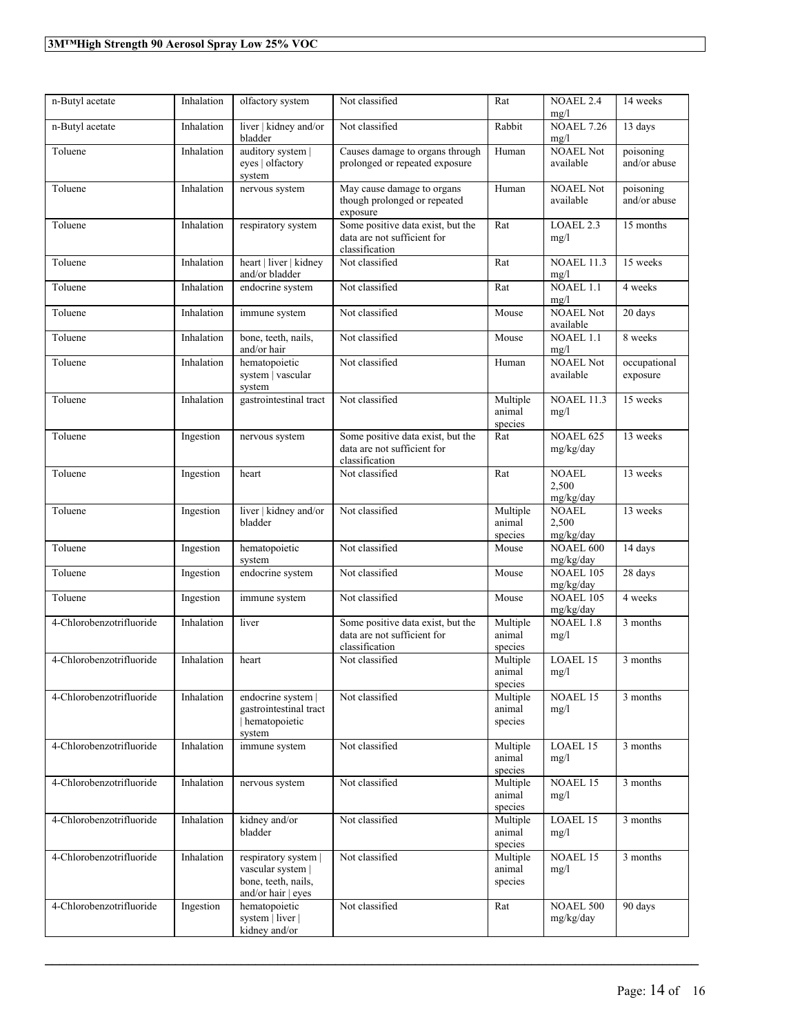| n-Butyl acetate | Inhalation | olfactory system | Not classified | Rat | NOAEL 2.4 mg/l | 14 weeks |
|---|---|---|---|---|---|---|
| n-Butyl acetate | Inhalation | liver \| kidney and/or bladder | Not classified | Rabbit | NOAEL 7.26 mg/l | 13 days |
| Toluene | Inhalation | auditory system \| eyes \| olfactory system | Causes damage to organs through prolonged or repeated exposure | Human | NOAEL Not available | poisoning and/or abuse |
| Toluene | Inhalation | nervous system | May cause damage to organs though prolonged or repeated exposure | Human | NOAEL Not available | poisoning and/or abuse |
| Toluene | Inhalation | respiratory system | Some positive data exist, but the data are not sufficient for classification | Rat | LOAEL 2.3 mg/l | 15 months |
| Toluene | Inhalation | heart \| liver \| kidney and/or bladder | Not classified | Rat | NOAEL 11.3 mg/l | 15 weeks |
| Toluene | Inhalation | endocrine system | Not classified | Rat | NOAEL 1.1 mg/l | 4 weeks |
| Toluene | Inhalation | immune system | Not classified | Mouse | NOAEL Not available | 20 days |
| Toluene | Inhalation | bone, teeth, nails, and/or hair | Not classified | Mouse | NOAEL 1.1 mg/l | 8 weeks |
| Toluene | Inhalation | hematopoietic system \| vascular system | Not classified | Human | NOAEL Not available | occupational exposure |
| Toluene | Inhalation | gastrointestinal tract | Not classified | Multiple animal species | NOAEL 11.3 mg/l | 15 weeks |
| Toluene | Ingestion | nervous system | Some positive data exist, but the data are not sufficient for classification | Rat | NOAEL 625 mg/kg/day | 13 weeks |
| Toluene | Ingestion | heart | Not classified | Rat | NOAEL 2,500 mg/kg/day | 13 weeks |
| Toluene | Ingestion | liver \| kidney and/or bladder | Not classified | Multiple animal species | NOAEL 2,500 mg/kg/day | 13 weeks |
| Toluene | Ingestion | hematopoietic system | Not classified | Mouse | NOAEL 600 mg/kg/day | 14 days |
| Toluene | Ingestion | endocrine system | Not classified | Mouse | NOAEL 105 mg/kg/day | 28 days |
| Toluene | Ingestion | immune system | Not classified | Mouse | NOAEL 105 mg/kg/day | 4 weeks |
| 4-Chlorobenzotrifluoride | Inhalation | liver | Some positive data exist, but the data are not sufficient for classification | Multiple animal species | NOAEL 1.8 mg/l | 3 months |
| 4-Chlorobenzotrifluoride | Inhalation | heart | Not classified | Multiple animal species | LOAEL 15 mg/l | 3 months |
| 4-Chlorobenzotrifluoride | Inhalation | endocrine system \| gastrointestinal tract \| hematopoietic system | Not classified | Multiple animal species | NOAEL 15 mg/l | 3 months |
| 4-Chlorobenzotrifluoride | Inhalation | immune system | Not classified | Multiple animal species | LOAEL 15 mg/l | 3 months |
| 4-Chlorobenzotrifluoride | Inhalation | nervous system | Not classified | Multiple animal species | NOAEL 15 mg/l | 3 months |
| 4-Chlorobenzotrifluoride | Inhalation | kidney and/or bladder | Not classified | Multiple animal species | LOAEL 15 mg/l | 3 months |
| 4-Chlorobenzotrifluoride | Inhalation | respiratory system \| vascular system \| bone, teeth, nails, and/or hair \| eyes | Not classified | Multiple animal species | NOAEL 15 mg/l | 3 months |
| 4-Chlorobenzotrifluoride | Ingestion | hematopoietic system \| liver \| kidney and/or | Not classified | Rat | NOAEL 500 mg/kg/day | 90 days |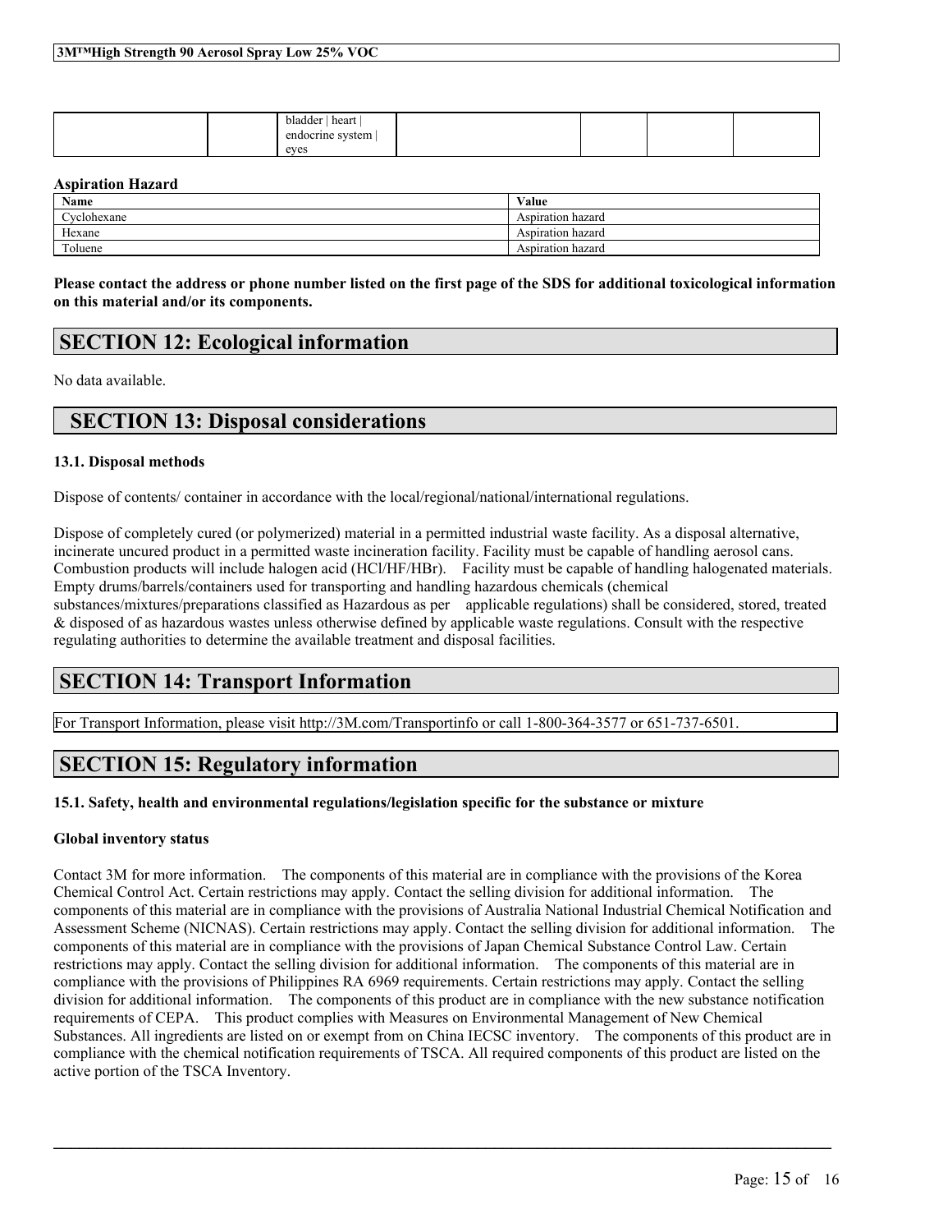|  |  | bladder \| heart \| endocrine system \| eyes |  |  |  |  |
|---|---|---|---|---|---|---|

**Aspiration Hazard**

| Name | Value |
|---|---|
| Cyclohexane | Aspiration hazard |
| Hexane | Aspiration hazard |
| Toluene | Aspiration hazard |

**Please contact the address or phone number listed on the first page of the SDS for additional toxicological information on this material and/or its components.**

## SECTION 12: Ecological information

No data available.

## SECTION 13: Disposal considerations

### 13.1. Disposal methods

Dispose of contents/ container in accordance with the local/regional/national/international regulations.

Dispose of completely cured (or polymerized) material in a permitted industrial waste facility. As a disposal alternative, incinerate uncured product in a permitted waste incineration facility. Facility must be capable of handling aerosol cans. Combustion products will include halogen acid (HCl/HF/HBr). Facility must be capable of handling halogenated materials. Empty drums/barrels/containers used for transporting and handling hazardous chemicals (chemical substances/mixtures/preparations classified as Hazardous as per applicable regulations) shall be considered, stored, treated & disposed of as hazardous wastes unless otherwise defined by applicable waste regulations. Consult with the respective regulating authorities to determine the available treatment and disposal facilities.

## SECTION 14: Transport Information

For Transport Information, please visit http://3M.com/Transportinfo or call 1-800-364-3577 or 651-737-6501.

## SECTION 15: Regulatory information

### 15.1. Safety, health and environmental regulations/legislation specific for the substance or mixture

**Global inventory status**

Contact 3M for more information. The components of this material are in compliance with the provisions of the Korea Chemical Control Act. Certain restrictions may apply. Contact the selling division for additional information. The components of this material are in compliance with the provisions of Australia National Industrial Chemical Notification and Assessment Scheme (NICNAS). Certain restrictions may apply. Contact the selling division for additional information. The components of this material are in compliance with the provisions of Japan Chemical Substance Control Law. Certain restrictions may apply. Contact the selling division for additional information. The components of this material are in compliance with the provisions of Philippines RA 6969 requirements. Certain restrictions may apply. Contact the selling division for additional information. The components of this product are in compliance with the new substance notification requirements of CEPA. This product complies with Measures on Environmental Management of New Chemical Substances. All ingredients are listed on or exempt from on China IECSC inventory. The components of this product are in compliance with the chemical notification requirements of TSCA. All required components of this product are listed on the active portion of the TSCA Inventory.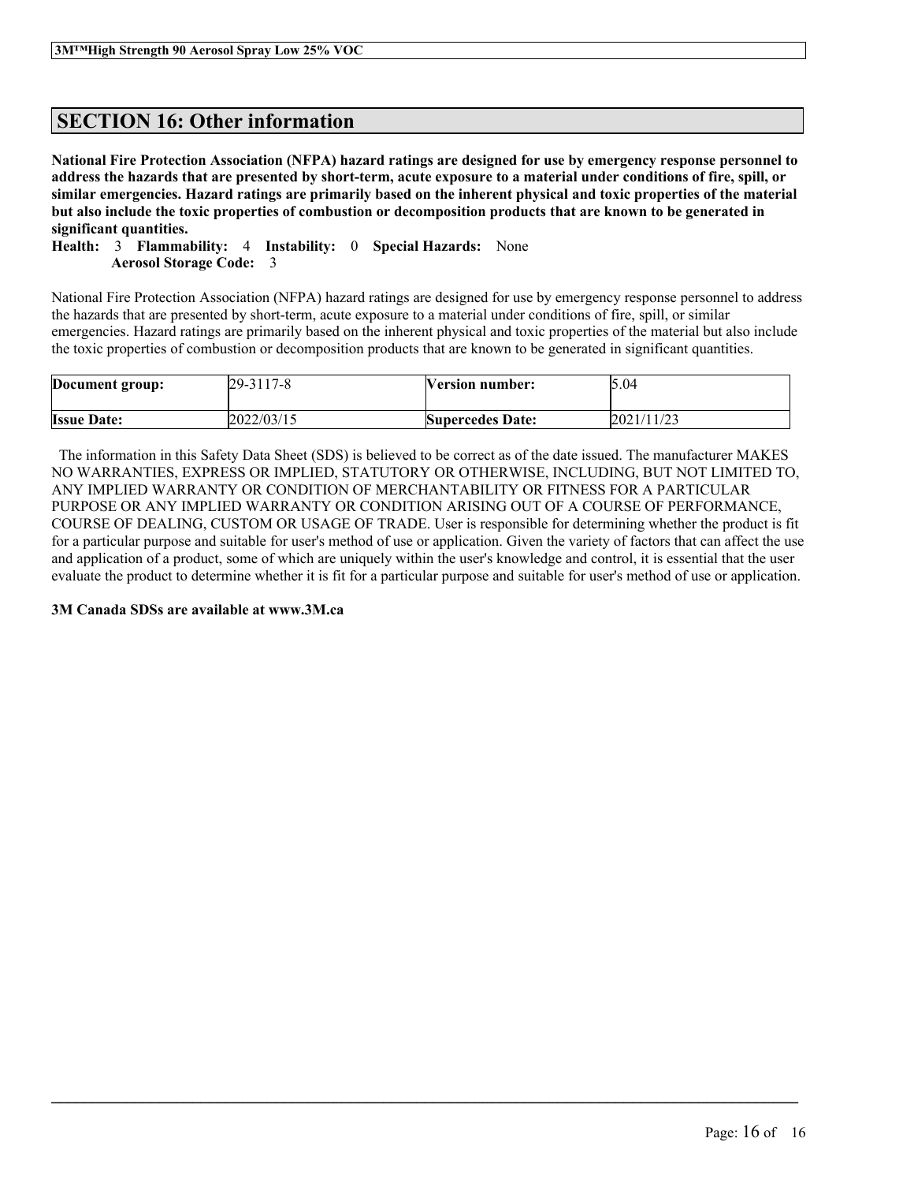## SECTION 16: Other information

**National Fire Protection Association (NFPA) hazard ratings are designed for use by emergency response personnel to address the hazards that are presented by short-term, acute exposure to a material under conditions of fire, spill, or similar emergencies. Hazard ratings are primarily based on the inherent physical and toxic properties of the material but also include the toxic properties of combustion or decomposition products that are known to be generated in significant quantities.**

**Health:** 3 **Flammability:** 4 **Instability:** 0 **Special Hazards:** None
**Aerosol Storage Code:** 3

National Fire Protection Association (NFPA) hazard ratings are designed for use by emergency response personnel to address the hazards that are presented by short-term, acute exposure to a material under conditions of fire, spill, or similar emergencies. Hazard ratings are primarily based on the inherent physical and toxic properties of the material but also include the toxic properties of combustion or decomposition products that are known to be generated in significant quantities.

| | | | |
|---|---|---|---|
| **Document group:** | 29-3117-8 | **Version number:** | 5.04 |
| **Issue Date:** | 2022/03/15 | **Supercedes Date:** | 2021/11/23 |

The information in this Safety Data Sheet (SDS) is believed to be correct as of the date issued. The manufacturer MAKES NO WARRANTIES, EXPRESS OR IMPLIED, STATUTORY OR OTHERWISE, INCLUDING, BUT NOT LIMITED TO, ANY IMPLIED WARRANTY OR CONDITION OF MERCHANTABILITY OR FITNESS FOR A PARTICULAR PURPOSE OR ANY IMPLIED WARRANTY OR CONDITION ARISING OUT OF A COURSE OF PERFORMANCE, COURSE OF DEALING, CUSTOM OR USAGE OF TRADE. User is responsible for determining whether the product is fit for a particular purpose and suitable for user's method of use or application. Given the variety of factors that can affect the use and application of a product, some of which are uniquely within the user's knowledge and control, it is essential that the user evaluate the product to determine whether it is fit for a particular purpose and suitable for user's method of use or application.

**3M Canada SDSs are available at www.3M.ca**